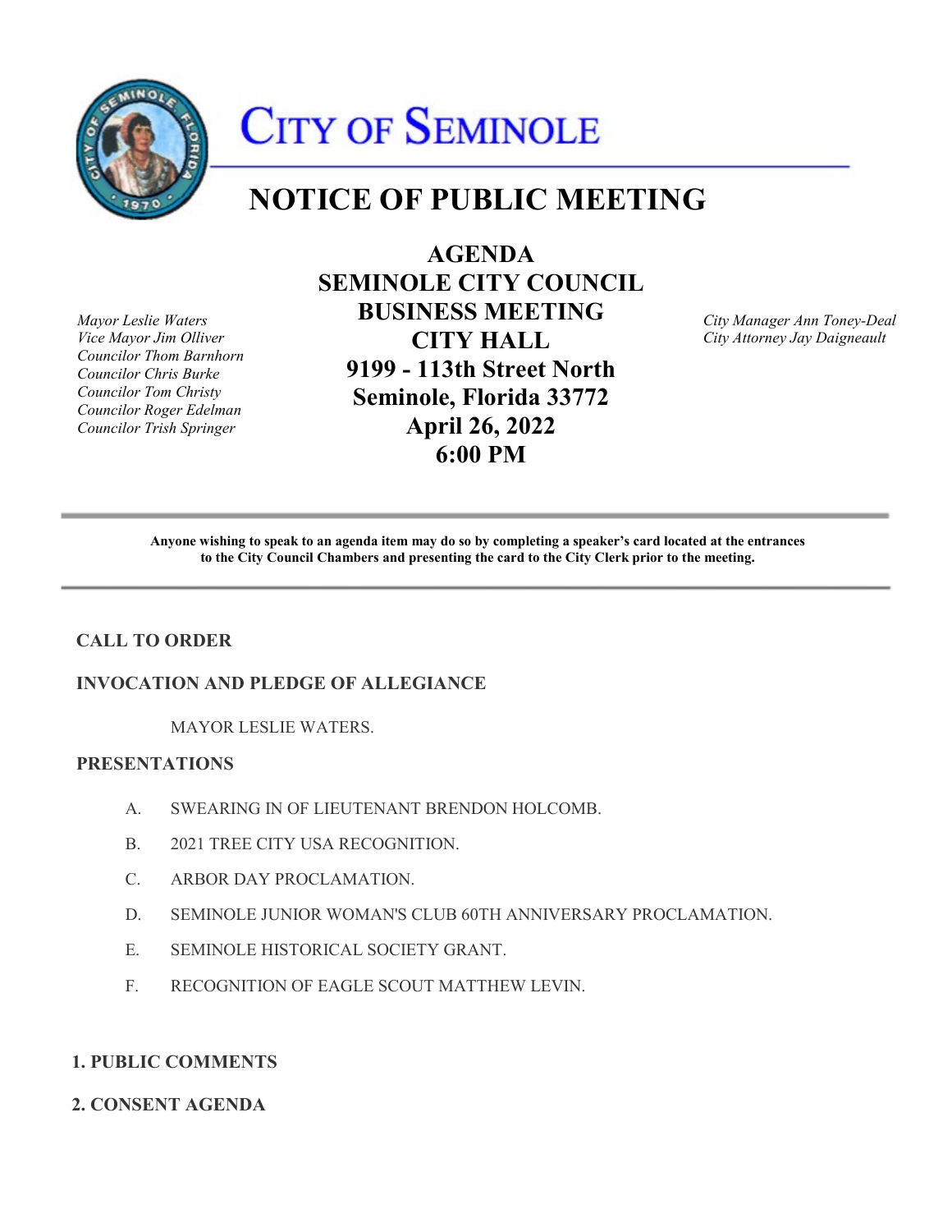# CITY OF SEMINOLE

# NOTICE OF PUBLIC MEETING

*Mayor Leslie Waters*
*Vice Mayor Jim Olliver*
*Councilor Thom Barnhorn*
*Councilor Chris Burke*
*Councilor Tom Christy*
*Councilor Roger Edelman*
*Councilor Trish Springer*

**AGENDA**
**SEMINOLE CITY COUNCIL**
**BUSINESS MEETING**
**CITY HALL**
**9199 - 113th Street North**
**Seminole, Florida 33772**
**April 26, 2022**
**6:00 PM**

*City Manager Ann Toney-Deal*
*City Attorney Jay Daigneault*

---

**Anyone wishing to speak to an agenda item may do so by completing a speaker's card located at the entrances to the City Council Chambers and presenting the card to the City Clerk prior to the meeting.**

---

## CALL TO ORDER

## INVOCATION AND PLEDGE OF ALLEGIANCE

MAYOR LESLIE WATERS.

## PRESENTATIONS

A. SWEARING IN OF LIEUTENANT BRENDON HOLCOMB.

B. 2021 TREE CITY USA RECOGNITION.

C. ARBOR DAY PROCLAMATION.

D. SEMINOLE JUNIOR WOMAN'S CLUB 60TH ANNIVERSARY PROCLAMATION.

E. SEMINOLE HISTORICAL SOCIETY GRANT.

F. RECOGNITION OF EAGLE SCOUT MATTHEW LEVIN.

## 1. PUBLIC COMMENTS

## 2. CONSENT AGENDA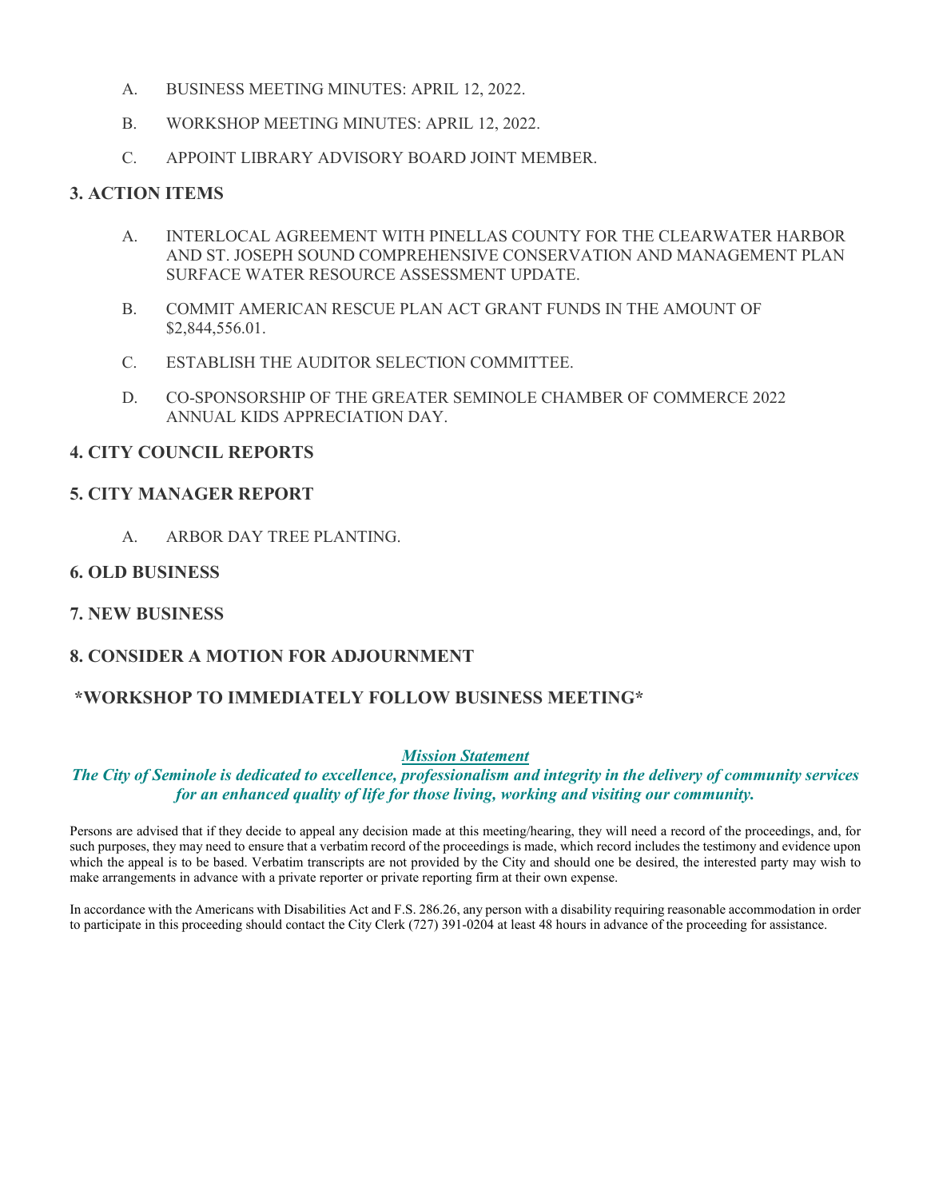A. BUSINESS MEETING MINUTES: APRIL 12, 2022.

B. WORKSHOP MEETING MINUTES: APRIL 12, 2022.

C. APPOINT LIBRARY ADVISORY BOARD JOINT MEMBER.

## 3. ACTION ITEMS

A. INTERLOCAL AGREEMENT WITH PINELLAS COUNTY FOR THE CLEARWATER HARBOR AND ST. JOSEPH SOUND COMPREHENSIVE CONSERVATION AND MANAGEMENT PLAN SURFACE WATER RESOURCE ASSESSMENT UPDATE.

B. COMMIT AMERICAN RESCUE PLAN ACT GRANT FUNDS IN THE AMOUNT OF $2,844,556.01.

C. ESTABLISH THE AUDITOR SELECTION COMMITTEE.

D. CO-SPONSORSHIP OF THE GREATER SEMINOLE CHAMBER OF COMMERCE 2022 ANNUAL KIDS APPRECIATION DAY.

## 4. CITY COUNCIL REPORTS

## 5. CITY MANAGER REPORT

A. ARBOR DAY TREE PLANTING.

## 6. OLD BUSINESS

## 7. NEW BUSINESS

## 8. CONSIDER A MOTION FOR ADJOURNMENT

## *WORKSHOP TO IMMEDIATELY FOLLOW BUSINESS MEETING*

***Mission Statement***

***The City of Seminole is dedicated to excellence, professionalism and integrity in the delivery of community services for an enhanced quality of life for those living, working and visiting our community.***

Persons are advised that if they decide to appeal any decision made at this meeting/hearing, they will need a record of the proceedings, and, for such purposes, they may need to ensure that a verbatim record of the proceedings is made, which record includes the testimony and evidence upon which the appeal is to be based. Verbatim transcripts are not provided by the City and should one be desired, the interested party may wish to make arrangements in advance with a private reporter or private reporting firm at their own expense.

In accordance with the Americans with Disabilities Act and F.S. 286.26, any person with a disability requiring reasonable accommodation in order to participate in this proceeding should contact the City Clerk (727) 391-0204 at least 48 hours in advance of the proceeding for assistance.